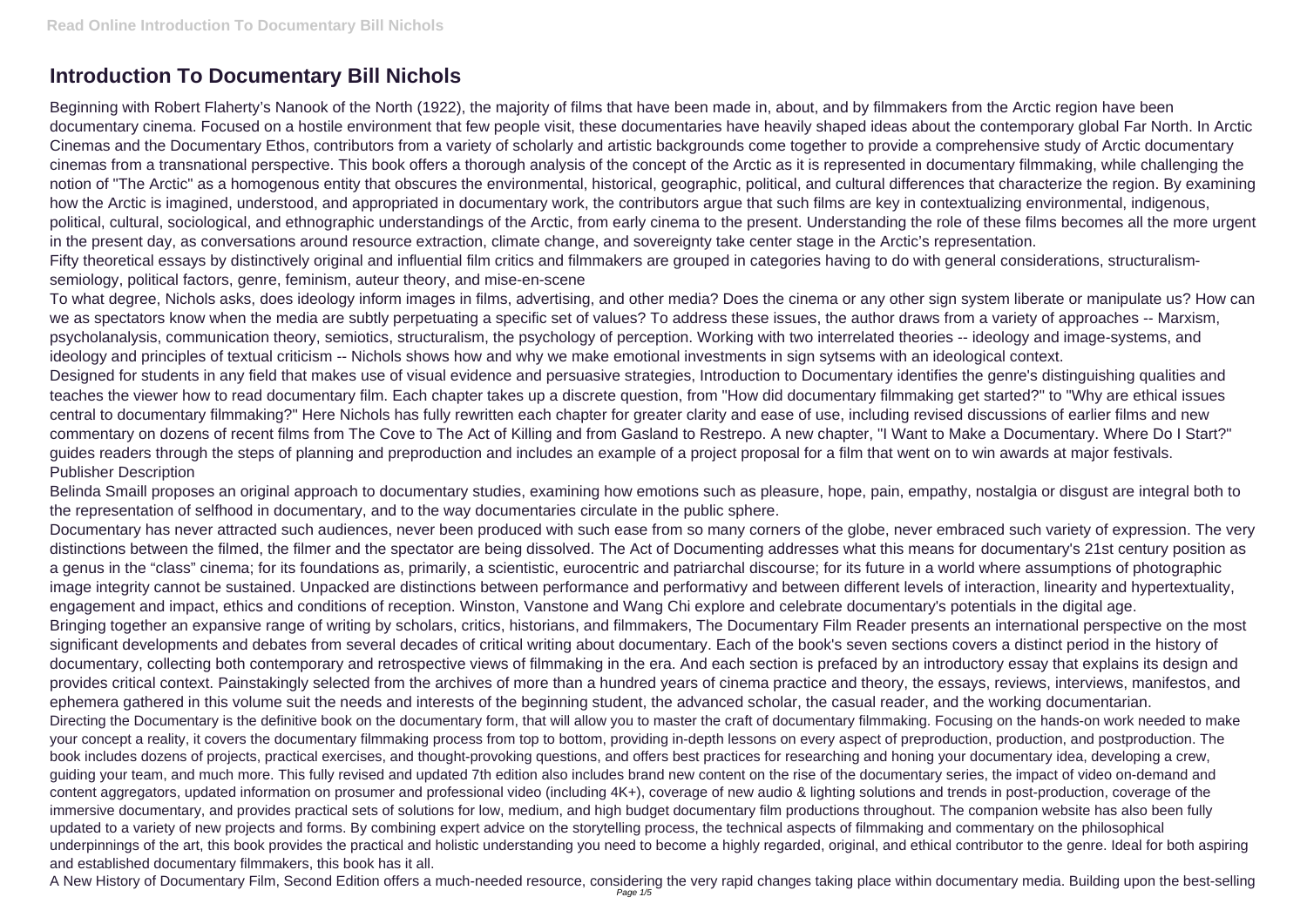# Introduction To Documentary Bill Nichols

Beginning with Robert Flaherty's Nanook of the North (1922), the majority of films that have been made in, about, and by filmmakers from the Arctic region have been documentary cinema. Focused on a hostile environment that few people visit, these documentaries have heavily shaped ideas about the contemporary global Far North. In Arctic Cinemas and the Documentary Ethos, contributors from a variety of scholarly and artistic backgrounds come together to provide a comprehensive study of Arctic documentary cinemas from a transnational perspective. This book offers a thorough analysis of the concept of the Arctic as it is represented in documentary filmmaking, while challenging the notion of "The Arctic" as a homogenous entity that obscures the environmental, historical, geographic, political, and cultural differences that characterize the region. By examining how the Arctic is imagined, understood, and appropriated in documentary work, the contributors argue that such films are key in contextualizing environmental, indigenous, political, cultural, sociological, and ethnographic understandings of the Arctic, from early cinema to the present. Understanding the role of these films becomes all the more urgent in the present day, as conversations around resource extraction, climate change, and sovereignty take center stage in the Arctic's representation.

Fifty theoretical essays by distinctively original and influential film critics and filmmakers are grouped in categories having to do with general considerations, structuralism-semiology, political factors, genre, feminism, auteur theory, and mise-en-scene

To what degree, Nichols asks, does ideology inform images in films, advertising, and other media? Does the cinema or any other sign system liberate or manipulate us? How can we as spectators know when the media are subtly perpetuating a specific set of values? To address these issues, the author draws from a variety of approaches -- Marxism, psycholanalysis, communication theory, semiotics, structuralism, the psychology of perception. Working with two interrelated theories -- ideology and image-systems, and ideology and principles of textual criticism -- Nichols shows how and why we make emotional investments in sign sytsems with an ideological context.

Designed for students in any field that makes use of visual evidence and persuasive strategies, Introduction to Documentary identifies the genre's distinguishing qualities and teaches the viewer how to read documentary film. Each chapter takes up a discrete question, from "How did documentary filmmaking get started?" to "Why are ethical issues central to documentary filmmaking?" Here Nichols has fully rewritten each chapter for greater clarity and ease of use, including revised discussions of earlier films and new commentary on dozens of recent films from The Cove to The Act of Killing and from Gasland to Restrepo. A new chapter, "I Want to Make a Documentary. Where Do I Start?" guides readers through the steps of planning and preproduction and includes an example of a project proposal for a film that went on to win awards at major festivals.

Publisher Description

Belinda Smaill proposes an original approach to documentary studies, examining how emotions such as pleasure, hope, pain, empathy, nostalgia or disgust are integral both to the representation of selfhood in documentary, and to the way documentaries circulate in the public sphere.

Documentary has never attracted such audiences, never been produced with such ease from so many corners of the globe, never embraced such variety of expression. The very distinctions between the filmed, the filmer and the spectator are being dissolved. The Act of Documenting addresses what this means for documentary's 21st century position as a genus in the "class" cinema; for its foundations as, primarily, a scientistic, eurocentric and patriarchal discourse; for its future in a world where assumptions of photographic image integrity cannot be sustained. Unpacked are distinctions between performance and performativy and between different levels of interaction, linearity and hypertextuality, engagement and impact, ethics and conditions of reception. Winston, Vanstone and Wang Chi explore and celebrate documentary's potentials in the digital age.

Bringing together an expansive range of writing by scholars, critics, historians, and filmmakers, The Documentary Film Reader presents an international perspective on the most significant developments and debates from several decades of critical writing about documentary. Each of the book's seven sections covers a distinct period in the history of documentary, collecting both contemporary and retrospective views of filmmaking in the era. And each section is prefaced by an introductory essay that explains its design and provides critical context. Painstakingly selected from the archives of more than a hundred years of cinema practice and theory, the essays, reviews, interviews, manifestos, and ephemera gathered in this volume suit the needs and interests of the beginning student, the advanced scholar, the casual reader, and the working documentarian.

Directing the Documentary is the definitive book on the documentary form, that will allow you to master the craft of documentary filmmaking. Focusing on the hands-on work needed to make your concept a reality, it covers the documentary filmmaking process from top to bottom, providing in-depth lessons on every aspect of preproduction, production, and postproduction. The book includes dozens of projects, practical exercises, and thought-provoking questions, and offers best practices for researching and honing your documentary idea, developing a crew, guiding your team, and much more. This fully revised and updated 7th edition also includes brand new content on the rise of the documentary series, the impact of video on-demand and content aggregators, updated information on prosumer and professional video (including 4K+), coverage of new audio & lighting solutions and trends in post-production, coverage of the immersive documentary, and provides practical sets of solutions for low, medium, and high budget documentary film productions throughout. The companion website has also been fully updated to a variety of new projects and forms. By combining expert advice on the storytelling process, the technical aspects of filmmaking and commentary on the philosophical underpinnings of the art, this book provides the practical and holistic understanding you need to become a highly regarded, original, and ethical contributor to the genre. Ideal for both aspiring and established documentary filmmakers, this book has it all.

A New History of Documentary Film, Second Edition offers a much-needed resource, considering the very rapid changes taking place within documentary media. Building upon the best-selling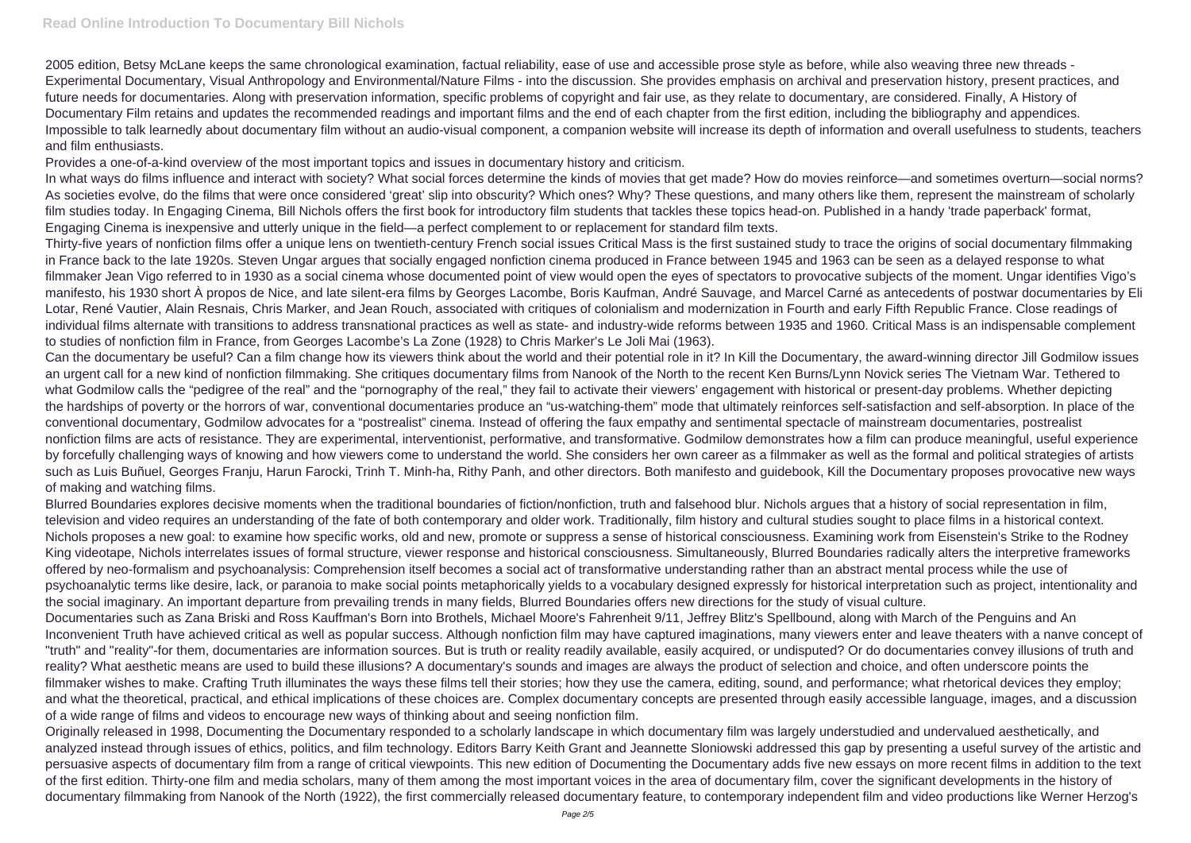2005 edition, Betsy McLane keeps the same chronological examination, factual reliability, ease of use and accessible prose style as before, while also weaving three new threads - Experimental Documentary, Visual Anthropology and Environmental/Nature Films - into the discussion. She provides emphasis on archival and preservation history, present practices, and future needs for documentaries. Along with preservation information, specific problems of copyright and fair use, as they relate to documentary, are considered. Finally, A History of Documentary Film retains and updates the recommended readings and important films and the end of each chapter from the first edition, including the bibliography and appendices. Impossible to talk learnedly about documentary film without an audio-visual component, a companion website will increase its depth of information and overall usefulness to students, teachers and film enthusiasts.

Provides a one-of-a-kind overview of the most important topics and issues in documentary history and criticism.

In what ways do films influence and interact with society? What social forces determine the kinds of movies that get made? How do movies reinforce—and sometimes overturn—social norms? As societies evolve, do the films that were once considered 'great' slip into obscurity? Which ones? Why? These questions, and many others like them, represent the mainstream of scholarly film studies today. In Engaging Cinema, Bill Nichols offers the first book for introductory film students that tackles these topics head-on. Published in a handy 'trade paperback' format, Engaging Cinema is inexpensive and utterly unique in the field—a perfect complement to or replacement for standard film texts.

Thirty-five years of nonfiction films offer a unique lens on twentieth-century French social issues Critical Mass is the first sustained study to trace the origins of social documentary filmmaking in France back to the late 1920s. Steven Ungar argues that socially engaged nonfiction cinema produced in France between 1945 and 1963 can be seen as a delayed response to what filmmaker Jean Vigo referred to in 1930 as a social cinema whose documented point of view would open the eyes of spectators to provocative subjects of the moment. Ungar identifies Vigo's manifesto, his 1930 short À propos de Nice, and late silent-era films by Georges Lacombe, Boris Kaufman, André Sauvage, and Marcel Carné as antecedents of postwar documentaries by Eli Lotar, René Vautier, Alain Resnais, Chris Marker, and Jean Rouch, associated with critiques of colonialism and modernization in Fourth and early Fifth Republic France. Close readings of individual films alternate with transitions to address transnational practices as well as state- and industry-wide reforms between 1935 and 1960. Critical Mass is an indispensable complement to studies of nonfiction film in France, from Georges Lacombe's La Zone (1928) to Chris Marker's Le Joli Mai (1963).

Can the documentary be useful? Can a film change how its viewers think about the world and their potential role in it? In Kill the Documentary, the award-winning director Jill Godmilow issues an urgent call for a new kind of nonfiction filmmaking. She critiques documentary films from Nanook of the North to the recent Ken Burns/Lynn Novick series The Vietnam War. Tethered to what Godmilow calls the "pedigree of the real" and the "pornography of the real," they fail to activate their viewers' engagement with historical or present-day problems. Whether depicting the hardships of poverty or the horrors of war, conventional documentaries produce an "us-watching-them" mode that ultimately reinforces self-satisfaction and self-absorption. In place of the conventional documentary, Godmilow advocates for a "postrealist" cinema. Instead of offering the faux empathy and sentimental spectacle of mainstream documentaries, postrealist nonfiction films are acts of resistance. They are experimental, interventionist, performative, and transformative. Godmilow demonstrates how a film can produce meaningful, useful experience by forcefully challenging ways of knowing and how viewers come to understand the world. She considers her own career as a filmmaker as well as the formal and political strategies of artists such as Luis Buñuel, Georges Franju, Harun Farocki, Trinh T. Minh-ha, Rithy Panh, and other directors. Both manifesto and guidebook, Kill the Documentary proposes provocative new ways of making and watching films.

Blurred Boundaries explores decisive moments when the traditional boundaries of fiction/nonfiction, truth and falsehood blur. Nichols argues that a history of social representation in film, television and video requires an understanding of the fate of both contemporary and older work. Traditionally, film history and cultural studies sought to place films in a historical context. Nichols proposes a new goal: to examine how specific works, old and new, promote or suppress a sense of historical consciousness. Examining work from Eisenstein's Strike to the Rodney King videotape, Nichols interrelates issues of formal structure, viewer response and historical consciousness. Simultaneously, Blurred Boundaries radically alters the interpretive frameworks offered by neo-formalism and psychoanalysis: Comprehension itself becomes a social act of transformative understanding rather than an abstract mental process while the use of psychoanalytic terms like desire, lack, or paranoia to make social points metaphorically yields to a vocabulary designed expressly for historical interpretation such as project, intentionality and the social imaginary. An important departure from prevailing trends in many fields, Blurred Boundaries offers new directions for the study of visual culture.

Documentaries such as Zana Briski and Ross Kauffman's Born into Brothels, Michael Moore's Fahrenheit 9/11, Jeffrey Blitz's Spellbound, along with March of the Penguins and An Inconvenient Truth have achieved critical as well as popular success. Although nonfiction film may have captured imaginations, many viewers enter and leave theaters with a nanve concept of "truth" and "reality"-for them, documentaries are information sources. But is truth or reality readily available, easily acquired, or undisputed? Or do documentaries convey illusions of truth and reality? What aesthetic means are used to build these illusions? A documentary's sounds and images are always the product of selection and choice, and often underscore points the filmmaker wishes to make. Crafting Truth illuminates the ways these films tell their stories; how they use the camera, editing, sound, and performance; what rhetorical devices they employ; and what the theoretical, practical, and ethical implications of these choices are. Complex documentary concepts are presented through easily accessible language, images, and a discussion of a wide range of films and videos to encourage new ways of thinking about and seeing nonfiction film.

Originally released in 1998, Documenting the Documentary responded to a scholarly landscape in which documentary film was largely understudied and undervalued aesthetically, and analyzed instead through issues of ethics, politics, and film technology. Editors Barry Keith Grant and Jeannette Sloniowski addressed this gap by presenting a useful survey of the artistic and persuasive aspects of documentary film from a range of critical viewpoints. This new edition of Documenting the Documentary adds five new essays on more recent films in addition to the text of the first edition. Thirty-one film and media scholars, many of them among the most important voices in the area of documentary film, cover the significant developments in the history of documentary filmmaking from Nanook of the North (1922), the first commercially released documentary feature, to contemporary independent film and video productions like Werner Herzog's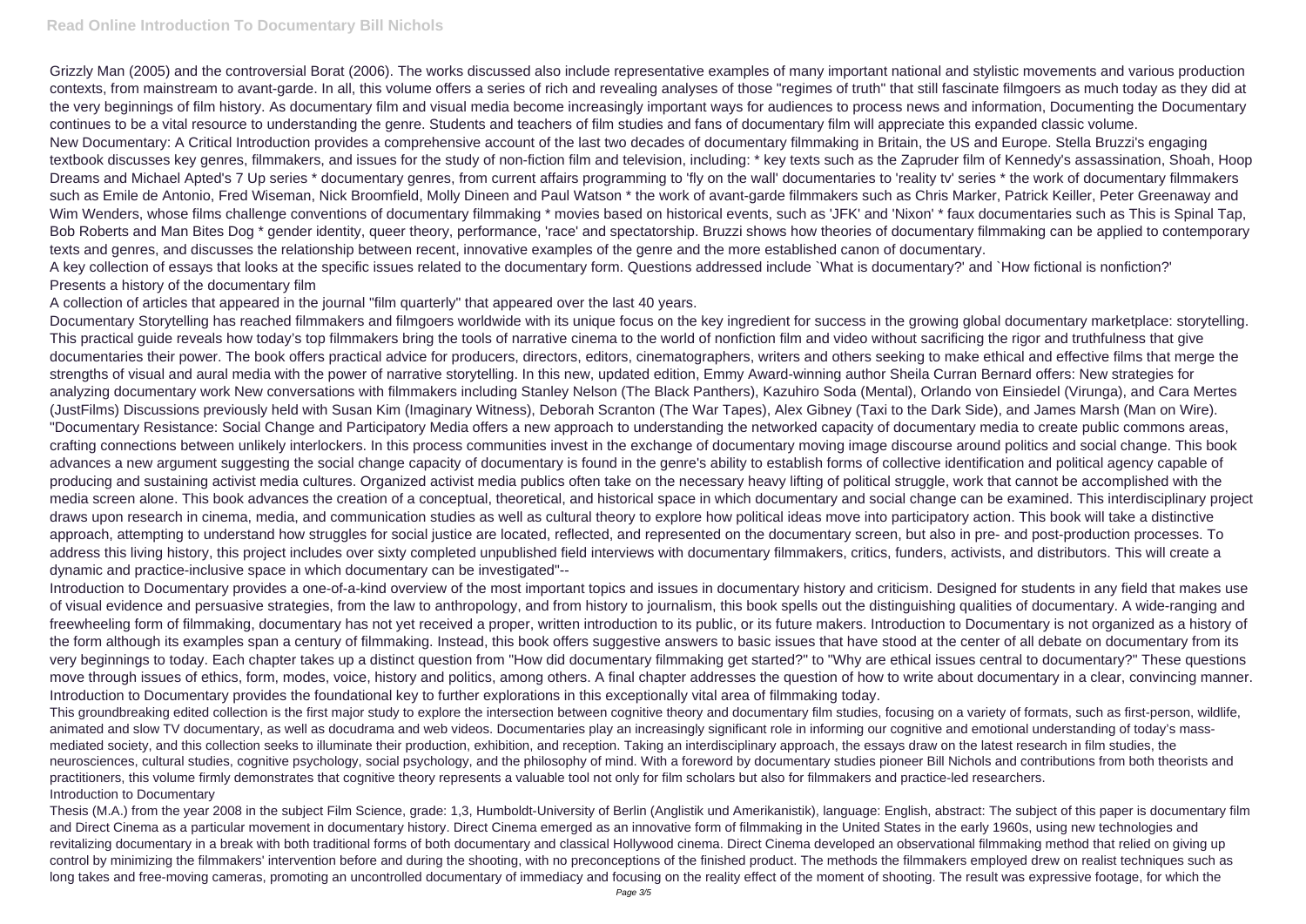Grizzly Man (2005) and the controversial Borat (2006). The works discussed also include representative examples of many important national and stylistic movements and various production contexts, from mainstream to avant-garde. In all, this volume offers a series of rich and revealing analyses of those "regimes of truth" that still fascinate filmgoers as much today as they did at the very beginnings of film history. As documentary film and visual media become increasingly important ways for audiences to process news and information, Documenting the Documentary continues to be a vital resource to understanding the genre. Students and teachers of film studies and fans of documentary film will appreciate this expanded classic volume.

New Documentary: A Critical Introduction provides a comprehensive account of the last two decades of documentary filmmaking in Britain, the US and Europe. Stella Bruzzi's engaging textbook discusses key genres, filmmakers, and issues for the study of non-fiction film and television, including: * key texts such as the Zapruder film of Kennedy's assassination, Shoah, Hoop Dreams and Michael Apted's 7 Up series * documentary genres, from current affairs programming to 'fly on the wall' documentaries to 'reality tv' series * the work of documentary filmmakers such as Emile de Antonio, Fred Wiseman, Nick Broomfield, Molly Dineen and Paul Watson * the work of avant-garde filmmakers such as Chris Marker, Patrick Keiller, Peter Greenaway and Wim Wenders, whose films challenge conventions of documentary filmmaking * movies based on historical events, such as 'JFK' and 'Nixon' * faux documentaries such as This is Spinal Tap, Bob Roberts and Man Bites Dog * gender identity, queer theory, performance, 'race' and spectatorship. Bruzzi shows how theories of documentary filmmaking can be applied to contemporary texts and genres, and discusses the relationship between recent, innovative examples of the genre and the more established canon of documentary.

A key collection of essays that looks at the specific issues related to the documentary form. Questions addressed include `What is documentary?' and `How fictional is nonfiction?'

Presents a history of the documentary film

A collection of articles that appeared in the journal "film quarterly" that appeared over the last 40 years.

Documentary Storytelling has reached filmmakers and filmgoers worldwide with its unique focus on the key ingredient for success in the growing global documentary marketplace: storytelling. This practical guide reveals how today's top filmmakers bring the tools of narrative cinema to the world of nonfiction film and video without sacrificing the rigor and truthfulness that give documentaries their power. The book offers practical advice for producers, directors, editors, cinematographers, writers and others seeking to make ethical and effective films that merge the strengths of visual and aural media with the power of narrative storytelling. In this new, updated edition, Emmy Award-winning author Sheila Curran Bernard offers: New strategies for analyzing documentary work New conversations with filmmakers including Stanley Nelson (The Black Panthers), Kazuhiro Soda (Mental), Orlando von Einsiedel (Virunga), and Cara Mertes (JustFilms) Discussions previously held with Susan Kim (Imaginary Witness), Deborah Scranton (The War Tapes), Alex Gibney (Taxi to the Dark Side), and James Marsh (Man on Wire).

"Documentary Resistance: Social Change and Participatory Media offers a new approach to understanding the networked capacity of documentary media to create public commons areas, crafting connections between unlikely interlockers. In this process communities invest in the exchange of documentary moving image discourse around politics and social change. This book advances a new argument suggesting the social change capacity of documentary is found in the genre's ability to establish forms of collective identification and political agency capable of producing and sustaining activist media cultures. Organized activist media publics often take on the necessary heavy lifting of political struggle, work that cannot be accomplished with the media screen alone. This book advances the creation of a conceptual, theoretical, and historical space in which documentary and social change can be examined. This interdisciplinary project draws upon research in cinema, media, and communication studies as well as cultural theory to explore how political ideas move into participatory action. This book will take a distinctive approach, attempting to understand how struggles for social justice are located, reflected, and represented on the documentary screen, but also in pre- and post-production processes. To address this living history, this project includes over sixty completed unpublished field interviews with documentary filmmakers, critics, funders, activists, and distributors. This will create a dynamic and practice-inclusive space in which documentary can be investigated"--

Introduction to Documentary provides a one-of-a-kind overview of the most important topics and issues in documentary history and criticism. Designed for students in any field that makes use of visual evidence and persuasive strategies, from the law to anthropology, and from history to journalism, this book spells out the distinguishing qualities of documentary. A wide-ranging and freewheeling form of filmmaking, documentary has not yet received a proper, written introduction to its public, or its future makers. Introduction to Documentary is not organized as a history of the form although its examples span a century of filmmaking. Instead, this book offers suggestive answers to basic issues that have stood at the center of all debate on documentary from its very beginnings to today. Each chapter takes up a distinct question from "How did documentary filmmaking get started?" to "Why are ethical issues central to documentary?" These questions move through issues of ethics, form, modes, voice, history and politics, among others. A final chapter addresses the question of how to write about documentary in a clear, convincing manner. Introduction to Documentary provides the foundational key to further explorations in this exceptionally vital area of filmmaking today.

This groundbreaking edited collection is the first major study to explore the intersection between cognitive theory and documentary film studies, focusing on a variety of formats, such as first-person, wildlife, animated and slow TV documentary, as well as docudrama and web videos. Documentaries play an increasingly significant role in informing our cognitive and emotional understanding of today's mass-mediated society, and this collection seeks to illuminate their production, exhibition, and reception. Taking an interdisciplinary approach, the essays draw on the latest research in film studies, the neurosciences, cultural studies, cognitive psychology, social psychology, and the philosophy of mind. With a foreword by documentary studies pioneer Bill Nichols and contributions from both theorists and practitioners, this volume firmly demonstrates that cognitive theory represents a valuable tool not only for film scholars but also for filmmakers and practice-led researchers.

Introduction to Documentary

Thesis (M.A.) from the year 2008 in the subject Film Science, grade: 1,3, Humboldt-University of Berlin (Anglistik und Amerikanistik), language: English, abstract: The subject of this paper is documentary film and Direct Cinema as a particular movement in documentary history. Direct Cinema emerged as an innovative form of filmmaking in the United States in the early 1960s, using new technologies and revitalizing documentary in a break with both traditional forms of both documentary and classical Hollywood cinema. Direct Cinema developed an observational filmmaking method that relied on giving up control by minimizing the filmmakers' intervention before and during the shooting, with no preconceptions of the finished product. The methods the filmmakers employed drew on realist techniques such as long takes and free-moving cameras, promoting an uncontrolled documentary of immediacy and focusing on the reality effect of the moment of shooting. The result was expressive footage, for which the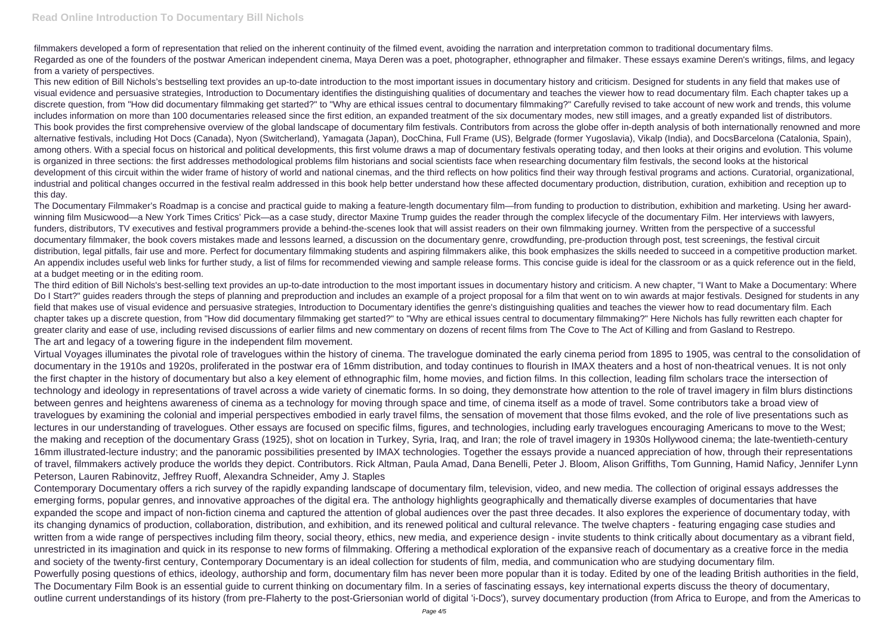filmmakers developed a form of representation that relied on the inherent continuity of the filmed event, avoiding the narration and interpretation common to traditional documentary films.

Regarded as one of the founders of the postwar American independent cinema, Maya Deren was a poet, photographer, ethnographer and filmaker. These essays examine Deren's writings, films, and legacy from a variety of perspectives.

This new edition of Bill Nichols's bestselling text provides an up-to-date introduction to the most important issues in documentary history and criticism. Designed for students in any field that makes use of visual evidence and persuasive strategies, Introduction to Documentary identifies the distinguishing qualities of documentary and teaches the viewer how to read documentary film. Each chapter takes up a discrete question, from "How did documentary filmmaking get started?" to "Why are ethical issues central to documentary filmmaking?" Carefully revised to take account of new work and trends, this volume includes information on more than 100 documentaries released since the first edition, an expanded treatment of the six documentary modes, new still images, and a greatly expanded list of distributors.

This book provides the first comprehensive overview of the global landscape of documentary film festivals. Contributors from across the globe offer in-depth analysis of both internationally renowned and more alternative festivals, including Hot Docs (Canada), Nyon (Switcherland), Yamagata (Japan), DocChina, Full Frame (US), Belgrade (former Yugoslavia), Vikalp (India), and DocsBarcelona (Catalonia, Spain), among others. With a special focus on historical and political developments, this first volume draws a map of documentary festivals operating today, and then looks at their origins and evolution. This volume is organized in three sections: the first addresses methodological problems film historians and social scientists face when researching documentary film festivals, the second looks at the historical development of this circuit within the wider frame of history of world and national cinemas, and the third reflects on how politics find their way through festival programs and actions. Curatorial, organizational, industrial and political changes occurred in the festival realm addressed in this book help better understand how these affected documentary production, distribution, curation, exhibition and reception up to this day.

The Documentary Filmmaker's Roadmap is a concise and practical guide to making a feature-length documentary film—from funding to production to distribution, exhibition and marketing. Using her award-winning film Musicwood—a New York Times Critics' Pick—as a case study, director Maxine Trump guides the reader through the complex lifecycle of the documentary Film. Her interviews with lawyers, funders, distributors, TV executives and festival programmers provide a behind-the-scenes look that will assist readers on their own filmmaking journey. Written from the perspective of a successful documentary filmmaker, the book covers mistakes made and lessons learned, a discussion on the documentary genre, crowdfunding, pre-production through post, test screenings, the festival circuit distribution, legal pitfalls, fair use and more. Perfect for documentary filmmaking students and aspiring filmmakers alike, this book emphasizes the skills needed to succeed in a competitive production market. An appendix includes useful web links for further study, a list of films for recommended viewing and sample release forms. This concise guide is ideal for the classroom or as a quick reference out in the field, at a budget meeting or in the editing room.

The third edition of Bill Nichols's best-selling text provides an up-to-date introduction to the most important issues in documentary history and criticism. A new chapter, "I Want to Make a Documentary: Where Do I Start?" guides readers through the steps of planning and preproduction and includes an example of a project proposal for a film that went on to win awards at major festivals. Designed for students in any field that makes use of visual evidence and persuasive strategies, Introduction to Documentary identifies the genre's distinguishing qualities and teaches the viewer how to read documentary film. Each chapter takes up a discrete question, from "How did documentary filmmaking get started?" to "Why are ethical issues central to documentary filmmaking?" Here Nichols has fully rewritten each chapter for greater clarity and ease of use, including revised discussions of earlier films and new commentary on dozens of recent films from The Cove to The Act of Killing and from Gasland to Restrepo.

The art and legacy of a towering figure in the independent film movement.

Virtual Voyages illuminates the pivotal role of travelogues within the history of cinema. The travelogue dominated the early cinema period from 1895 to 1905, was central to the consolidation of documentary in the 1910s and 1920s, proliferated in the postwar era of 16mm distribution, and today continues to flourish in IMAX theaters and a host of non-theatrical venues. It is not only the first chapter in the history of documentary but also a key element of ethnographic film, home movies, and fiction films. In this collection, leading film scholars trace the intersection of technology and ideology in representations of travel across a wide variety of cinematic forms. In so doing, they demonstrate how attention to the role of travel imagery in film blurs distinctions between genres and heightens awareness of cinema as a technology for moving through space and time, of cinema itself as a mode of travel. Some contributors take a broad view of travelogues by examining the colonial and imperial perspectives embodied in early travel films, the sensation of movement that those films evoked, and the role of live presentations such as lectures in our understanding of travelogues. Other essays are focused on specific films, figures, and technologies, including early travelogues encouraging Americans to move to the West; the making and reception of the documentary Grass (1925), shot on location in Turkey, Syria, Iraq, and Iran; the role of travel imagery in 1930s Hollywood cinema; the late-twentieth-century 16mm illustrated-lecture industry; and the panoramic possibilities presented by IMAX technologies. Together the essays provide a nuanced appreciation of how, through their representations of travel, filmmakers actively produce the worlds they depict. Contributors. Rick Altman, Paula Amad, Dana Benelli, Peter J. Bloom, Alison Griffiths, Tom Gunning, Hamid Naficy, Jennifer Lynn Peterson, Lauren Rabinovitz, Jeffrey Ruoff, Alexandra Schneider, Amy J. Staples

Contemporary Documentary offers a rich survey of the rapidly expanding landscape of documentary film, television, video, and new media. The collection of original essays addresses the emerging forms, popular genres, and innovative approaches of the digital era. The anthology highlights geographically and thematically diverse examples of documentaries that have expanded the scope and impact of non-fiction cinema and captured the attention of global audiences over the past three decades. It also explores the experience of documentary today, with its changing dynamics of production, collaboration, distribution, and exhibition, and its renewed political and cultural relevance. The twelve chapters - featuring engaging case studies and written from a wide range of perspectives including film theory, social theory, ethics, new media, and experience design - invite students to think critically about documentary as a vibrant field, unrestricted in its imagination and quick in its response to new forms of filmmaking. Offering a methodical exploration of the expansive reach of documentary as a creative force in the media and society of the twenty-first century, Contemporary Documentary is an ideal collection for students of film, media, and communication who are studying documentary film.

Powerfully posing questions of ethics, ideology, authorship and form, documentary film has never been more popular than it is today. Edited by one of the leading British authorities in the field, The Documentary Film Book is an essential guide to current thinking on documentary film. In a series of fascinating essays, key international experts discuss the theory of documentary, outline current understandings of its history (from pre-Flaherty to the post-Griersonian world of digital 'i-Docs'), survey documentary production (from Africa to Europe, and from the Americas to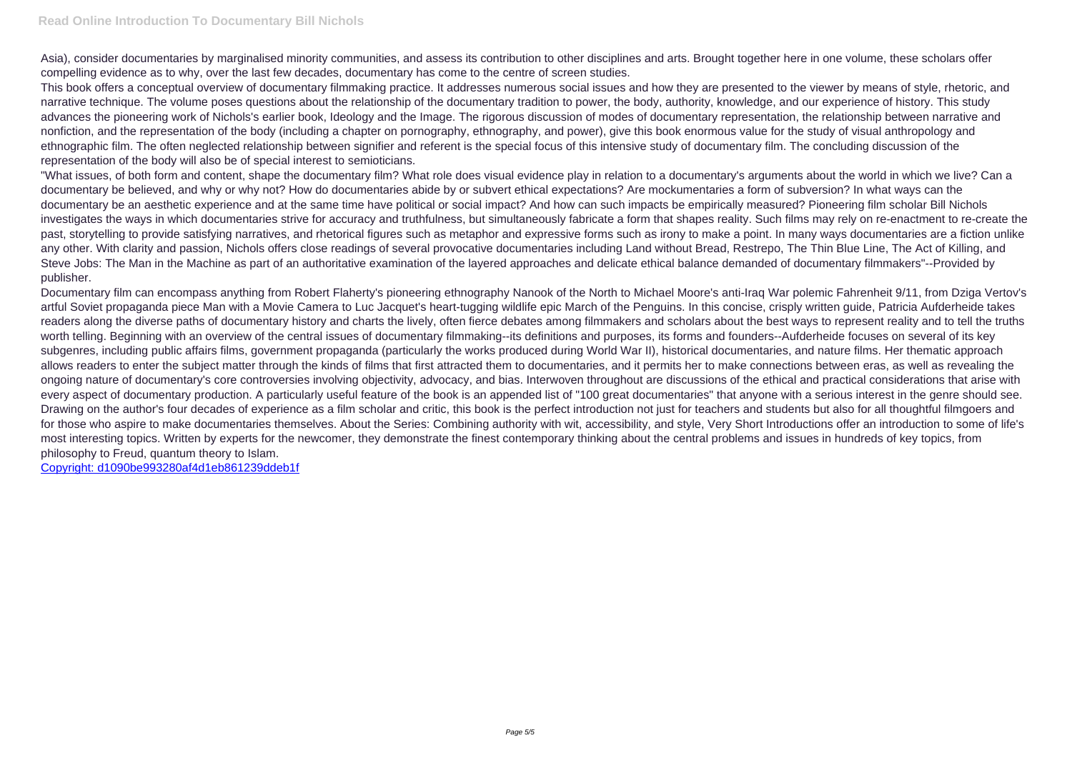Asia), consider documentaries by marginalised minority communities, and assess its contribution to other disciplines and arts. Brought together here in one volume, these scholars offer compelling evidence as to why, over the last few decades, documentary has come to the centre of screen studies.

This book offers a conceptual overview of documentary filmmaking practice. It addresses numerous social issues and how they are presented to the viewer by means of style, rhetoric, and narrative technique. The volume poses questions about the relationship of the documentary tradition to power, the body, authority, knowledge, and our experience of history. This study advances the pioneering work of Nichols's earlier book, Ideology and the Image. The rigorous discussion of modes of documentary representation, the relationship between narrative and nonfiction, and the representation of the body (including a chapter on pornography, ethnography, and power), give this book enormous value for the study of visual anthropology and ethnographic film. The often neglected relationship between signifier and referent is the special focus of this intensive study of documentary film. The concluding discussion of the representation of the body will also be of special interest to semioticians.

"What issues, of both form and content, shape the documentary film? What role does visual evidence play in relation to a documentary's arguments about the world in which we live? Can a documentary be believed, and why or why not? How do documentaries abide by or subvert ethical expectations? Are mockumentaries a form of subversion? In what ways can the documentary be an aesthetic experience and at the same time have political or social impact? And how can such impacts be empirically measured? Pioneering film scholar Bill Nichols investigates the ways in which documentaries strive for accuracy and truthfulness, but simultaneously fabricate a form that shapes reality. Such films may rely on re-enactment to re-create the past, storytelling to provide satisfying narratives, and rhetorical figures such as metaphor and expressive forms such as irony to make a point. In many ways documentaries are a fiction unlike any other. With clarity and passion, Nichols offers close readings of several provocative documentaries including Land without Bread, Restrepo, The Thin Blue Line, The Act of Killing, and Steve Jobs: The Man in the Machine as part of an authoritative examination of the layered approaches and delicate ethical balance demanded of documentary filmmakers"--Provided by publisher.

Documentary film can encompass anything from Robert Flaherty's pioneering ethnography Nanook of the North to Michael Moore's anti-Iraq War polemic Fahrenheit 9/11, from Dziga Vertov's artful Soviet propaganda piece Man with a Movie Camera to Luc Jacquet's heart-tugging wildlife epic March of the Penguins. In this concise, crisply written guide, Patricia Aufderheide takes readers along the diverse paths of documentary history and charts the lively, often fierce debates among filmmakers and scholars about the best ways to represent reality and to tell the truths worth telling. Beginning with an overview of the central issues of documentary filmmaking--its definitions and purposes, its forms and founders--Aufderheide focuses on several of its key subgenres, including public affairs films, government propaganda (particularly the works produced during World War II), historical documentaries, and nature films. Her thematic approach allows readers to enter the subject matter through the kinds of films that first attracted them to documentaries, and it permits her to make connections between eras, as well as revealing the ongoing nature of documentary's core controversies involving objectivity, advocacy, and bias. Interwoven throughout are discussions of the ethical and practical considerations that arise with every aspect of documentary production. A particularly useful feature of the book is an appended list of "100 great documentaries" that anyone with a serious interest in the genre should see. Drawing on the author's four decades of experience as a film scholar and critic, this book is the perfect introduction not just for teachers and students but also for all thoughtful filmgoers and for those who aspire to make documentaries themselves. About the Series: Combining authority with wit, accessibility, and style, Very Short Introductions offer an introduction to some of life's most interesting topics. Written by experts for the newcomer, they demonstrate the finest contemporary thinking about the central problems and issues in hundreds of key topics, from philosophy to Freud, quantum theory to Islam.

Copyright: d1090be993280af4d1eb861239ddeb1f